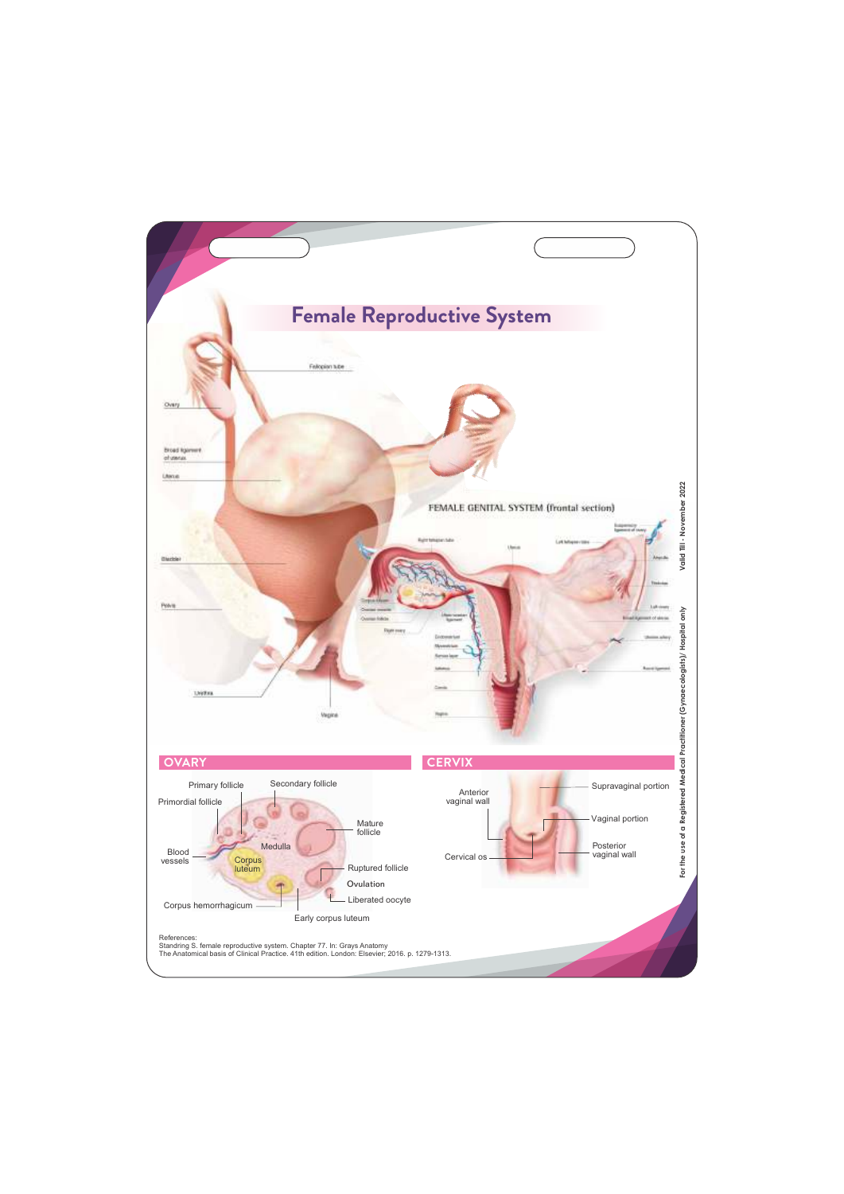# Female Reproductive System

Fallopian tube

Ovary

Broad ligament of uterus

Uterus

Bladder

Pelvis

Urethra

Vagina

FEMALE GENITAL SYSTEM (frontal section)

## OVARY

Primary follicle

Secondary follicle

Primordial follicle

Mature follicle

Medulla

Blood vessels

Corpus luteum

Ruptured follicle

Ovulation

Liberated oocyte

Corpus hemorrhagicum

Early corpus luteum

## CERVIX

Anterior vaginal wall

Supravaginal portion

Vaginal portion

Cervical os

Posterior vaginal wall

References:
Standring S. female reproductive system. Chapter 77. In: Grays Anatomy
The Anatomical basis of Clinical Practice. 41th edition. London: Elsevier; 2016. p. 1279-1313.

For the use of a Registered Medical Practitioner (Gynaecologists)/ Hospital only

Valid Till - November 2022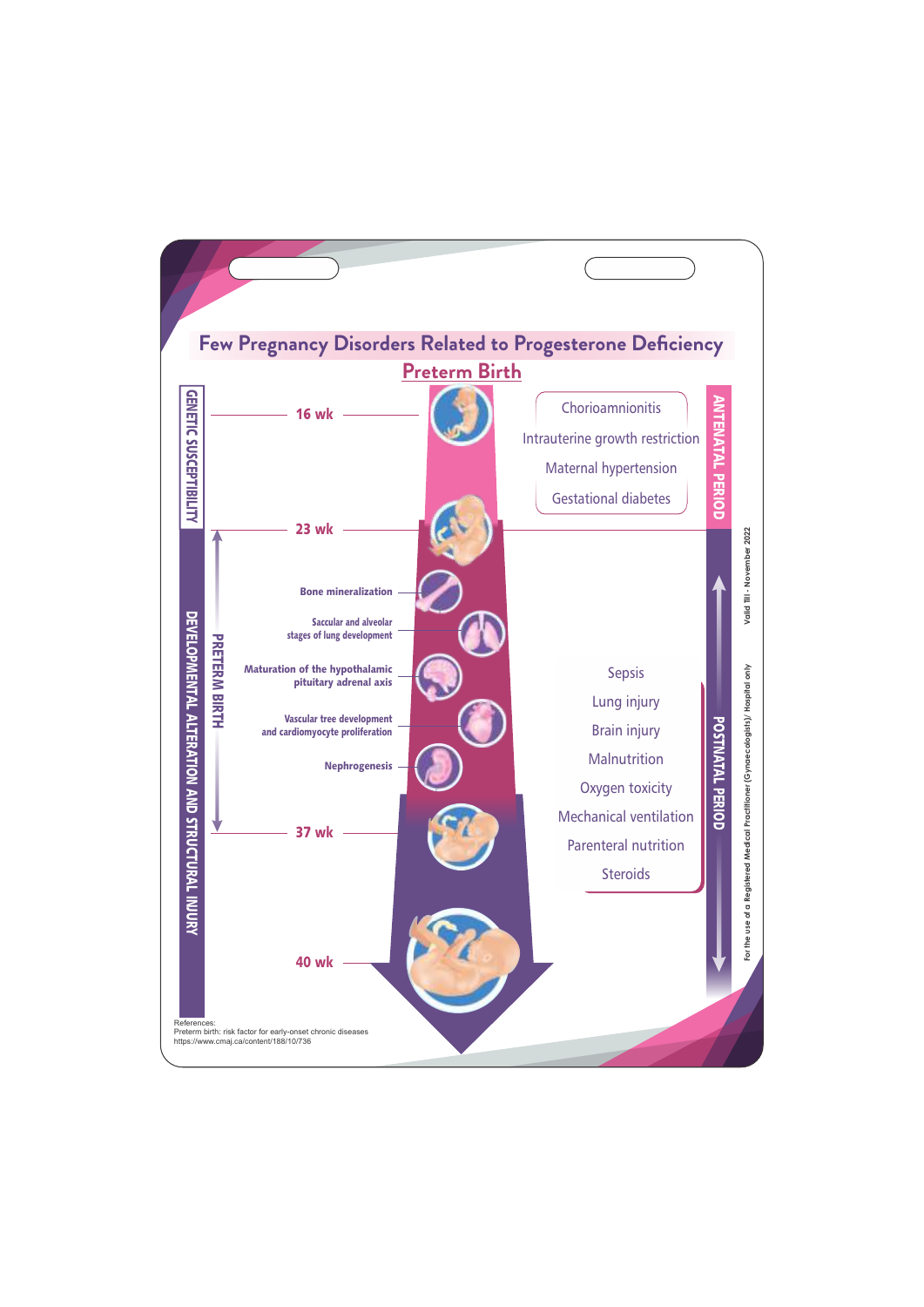# Few Pregnancy Disorders Related to Progesterone Deficiency

## Preterm Birth

GENETIC SUSCEPTIBILITY

DEVELOPMENTAL ALTERATION AND STRUCTURAL INJURY

PRETERM BIRTH

16 wk

23 wk

Bone mineralization

Saccular and alveolar stages of lung development

Maturation of the hypothalamic pituitary adrenal axis

Vascular tree development and cardiomyocyte proliferation

Nephrogenesis

37 wk

40 wk

ANTENATAL PERIOD

- Chorioamnionitis
- Intrauterine growth restriction
- Maternal hypertension
- Gestational diabetes

POSTNATAL PERIOD

- Sepsis
- Lung injury
- Brain injury
- Malnutrition
- Oxygen toxicity
- Mechanical ventilation
- Parenteral nutrition
- Steroids

References:
Preterm birth: risk factor for early-onset chronic diseases
https://www.cmaj.ca/content/188/10/736

For the use of a Registered Medical Practitioner (Gynaecologists)/ Hospital only

Valid Till - November 2022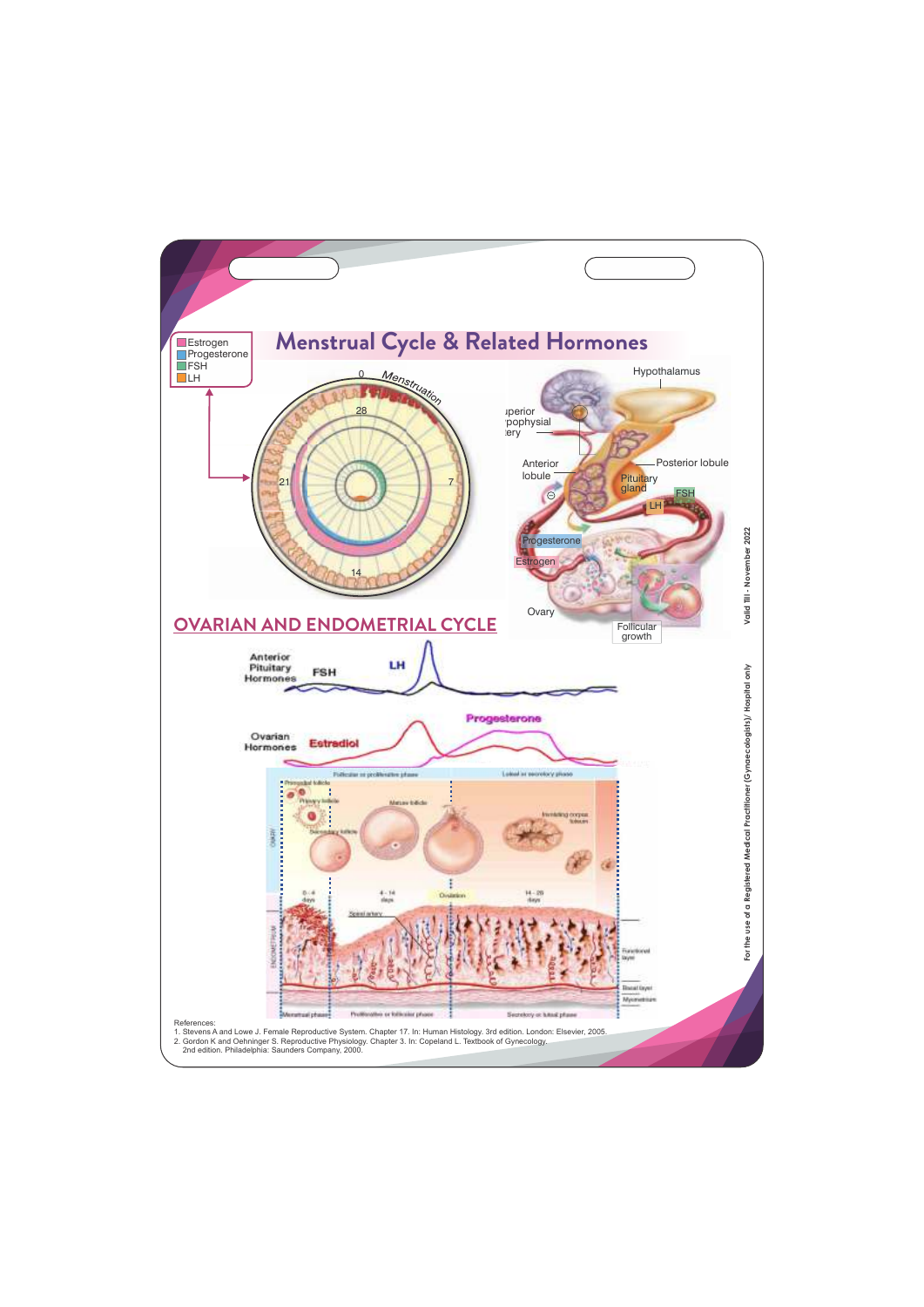# Menstrual Cycle & Related Hormones

- Estrogen
- Progesterone
- FSH
- LH

0 Menstruation

28

21

7

14

Hypothalamus

Superior hypophysial artery

Anterior lobule

Posterior lobule

Pituitary gland

FSH

LH

Progesterone

Estrogen

Ovary

Follicular growth

## OVARIAN AND ENDOMETRIAL CYCLE

Anterior Pituitary Hormones — FSH — LH

Ovarian Hormones — Estradiol — Progesterone

Follicular or proliferative phase | Luteal or secretory phase

Primordial follicle, Primary follicle, Secondary follicle, Mature follicle, Involuting corpus luteum

0 - 4 days | 4 - 14 days | Ovulation | 14 - 28 days

Spiral artery

Functional layer

Basal layer

Myometrium

Menstrual phase | Proliferative or follicular phase | Secretory or luteal phase

References:
1. Stevens A and Lowe J. Female Reproductive System. Chapter 17. In: Human Histology. 3rd edition. London: Elsevier, 2005.
2. Gordon K and Oehninger S. Reproductive Physiology. Chapter 3. In: Copeland L. Textbook of Gynecology. 2nd edition. Philadelphia: Saunders Company, 2000.

For the use of a Registered Medical Practitioner (Gynaecologists)/ Hospital only

Valid Till - November 2022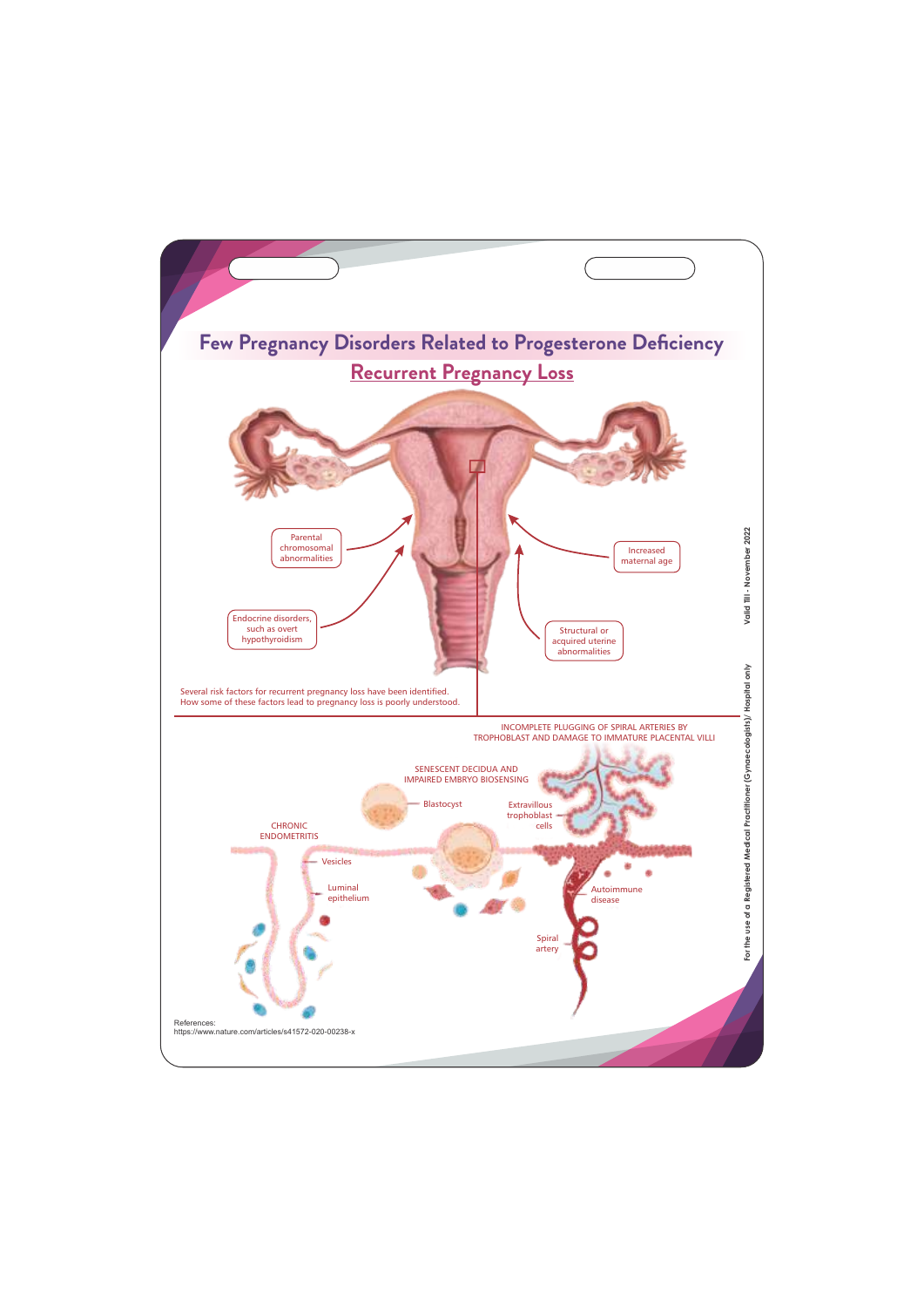# Few Pregnancy Disorders Related to Progesterone Deficiency

## Recurrent Pregnancy Loss

Parental chromosomal abnormalities

Endocrine disorders, such as overt hypothyroidism

Increased maternal age

Structural or acquired uterine abnormalities

Several risk factors for recurrent pregnancy loss have been identified.
How some of these factors lead to pregnancy loss is poorly understood.

INCOMPLETE PLUGGING OF SPIRAL ARTERIES BY TROPHOBLAST AND DAMAGE TO IMMATURE PLACENTAL VILLI

SENESCENT DECIDUA AND IMPAIRED EMBRYO BIOSENSING

Blastocyst

Extravillous trophoblast cells

CHRONIC ENDOMETRITIS

Vesicles

Luminal epithelium

Autoimmune disease

Spiral artery

References:
https://www.nature.com/articles/s41572-020-00238-x

For the use of a Registered Medical Practitioner (Gynaecologists)/ Hospital only

Valid Till - November 2022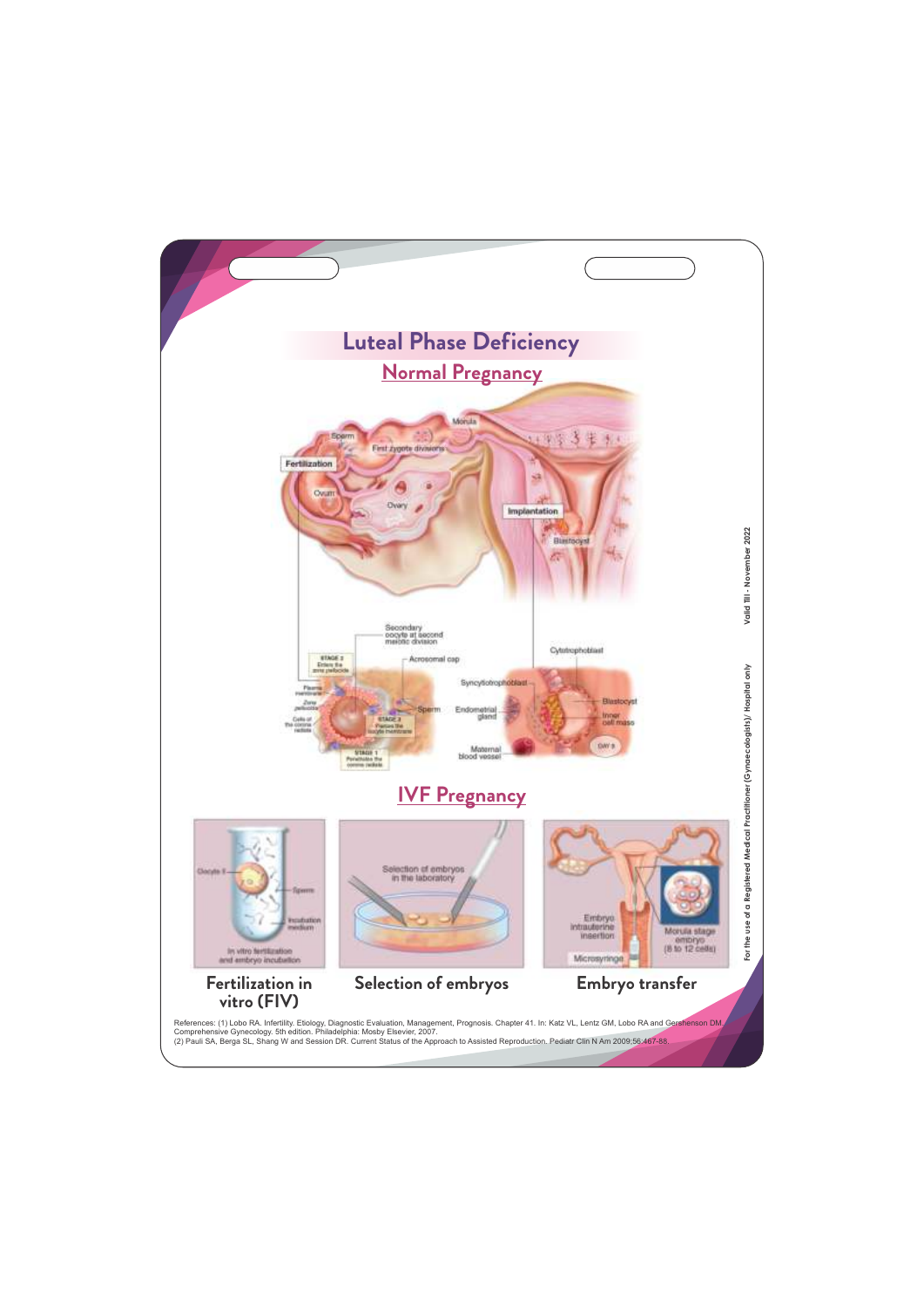# Luteal Phase Deficiency

## Normal Pregnancy

Sperm

Morula

First zygote divisions

Fertilization

Ovum

Ovary

Implantation

Blastocyst

Secondary oocyte at second meiotic division

Acrosomal cap

STAGE 2 Enters the zona pellucida

Plasma membrane

Zona pellucida

Cells of the corona radiata

Sperm

STAGE 3 Pierces the oocyte membrane

STAGE 1 Penetrates the corona radiata

Cytotrophoblast

Syncytiotrophoblast

Endometrial gland

Blastocyst

Inner cell mass

Maternal blood vessel

DAY 8

## IVF Pregnancy

Oocyte II

Sperm

Incubation medium

In vitro fertilization and embryo incubation

Selection of embryos in the laboratory

Embryo intrauterine insertion

Morula stage embryo (8 to 12 cells)

Microsyringe

**Fertilization in vitro (FIV)** | **Selection of embryos** | **Embryo transfer**

References: (1) Lobo RA. Infertility. Etiology, Diagnostic Evaluation, Management, Prognosis. Chapter 41. In: Katz VL, Lentz GM, Lobo RA and Gershenson DM. Comprehensive Gynecology. 5th edition. Philadelphia: Mosby Elsevier, 2007.
(2) Pauli SA, Berga SL, Shang W and Session DR. Current Status of the Approach to Assisted Reproduction. Pediatr Clin N Am 2009;56:467-88.

For the use of a Registered Medical Practitioner (Gynaecologists)/ Hospital only

Valid Till - November 2022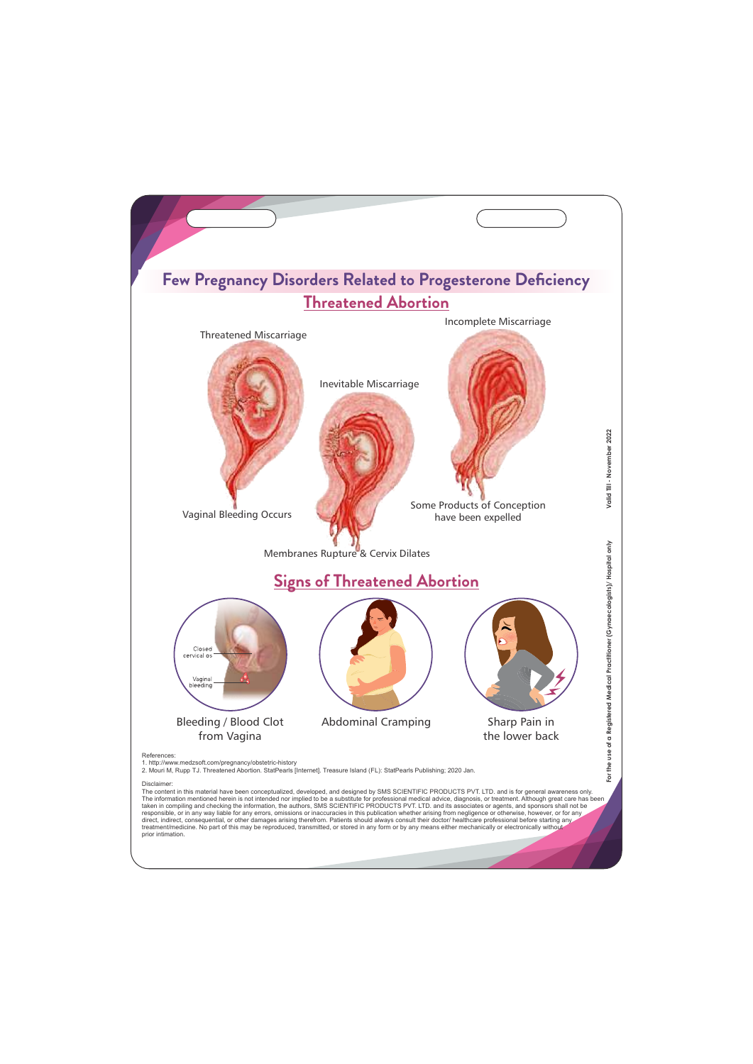# Few Pregnancy Disorders Related to Progesterone Deficiency

## Threatened Abortion

Threatened Miscarriage

Vaginal Bleeding Occurs

Inevitable Miscarriage

Membranes Rupture & Cervix Dilates

Incomplete Miscarriage

Some Products of Conception have been expelled

## Signs of Threatened Abortion

Closed cervical os

Vaginal bleeding

Bleeding / Blood Clot from Vagina

Abdominal Cramping

Sharp Pain in the lower back

References:
1. http://www.medzsoft.com/pregnancy/obstetric-history
2. Mouri M, Rupp TJ. Threatened Abortion. StatPearls [Internet]. Treasure Island (FL): StatPearls Publishing; 2020 Jan.

Disclaimer:
The content in this material have been conceptualized, developed, and designed by SMS SCIENTIFIC PRODUCTS PVT. LTD. and is for general awareness only. The information mentioned herein is not intended nor implied to be a substitute for professional medical advice, diagnosis, or treatment. Although great care has been taken in compiling and checking the information, the authors, SMS SCIENTIFIC PRODUCTS PVT. LTD. and its associates or agents, and sponsors shall not be responsible, or in any way liable for any errors, omissions or inaccuracies in this publication whether arising from negligence or otherwise, however, or for any direct, indirect, consequential, or other damages arising therefrom. Patients should always consult their doctor/ healthcare professional before starting any treatment/medicine. No part of this may be reproduced, transmitted, or stored in any form or by any means either mechanically or electronically without prior intimation.

For the use of a Registered Medical Practitioner (Gynaecologists)/ Hospital only

Valid Till - November 2022